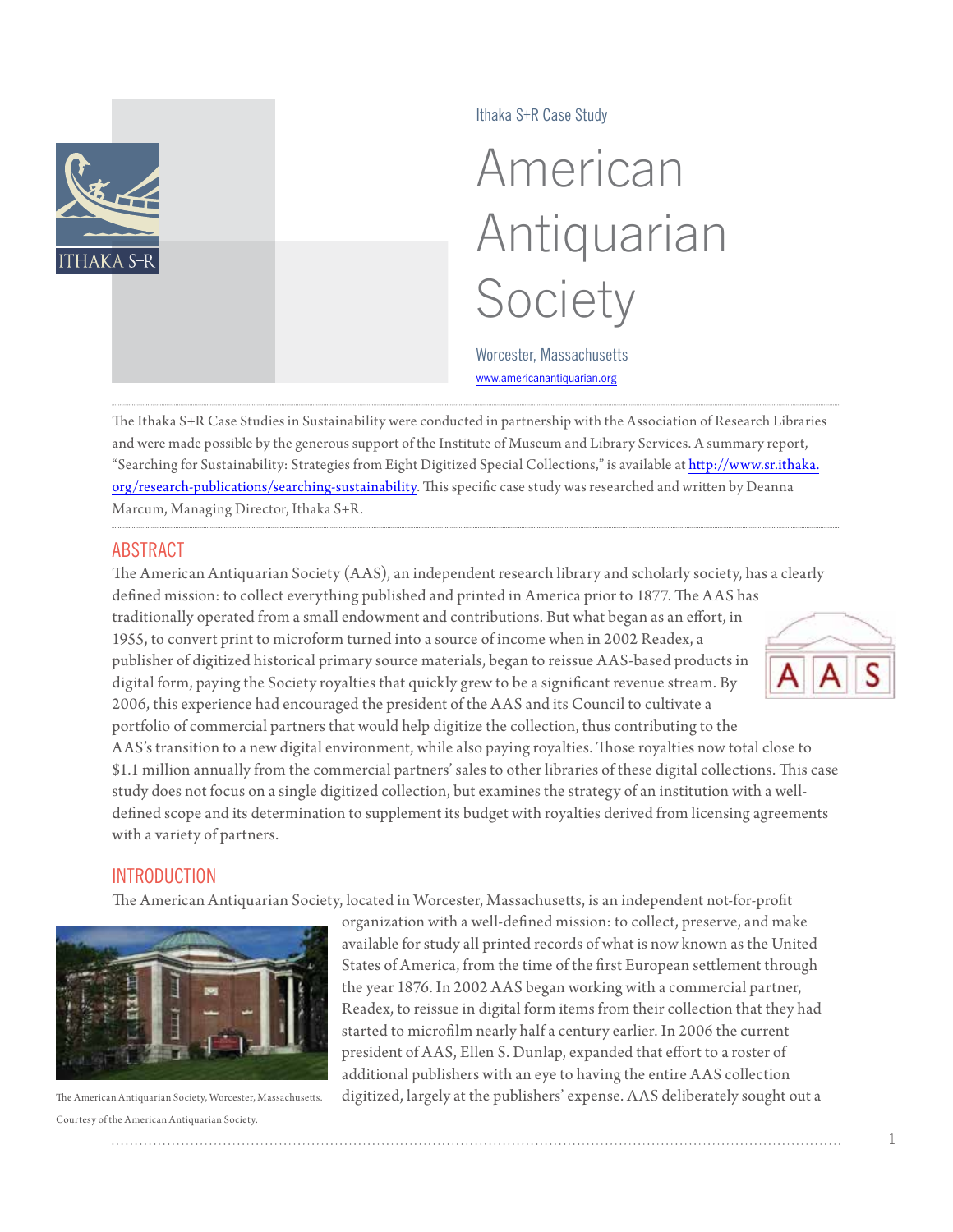Ithaka S+R Case Study

# American Antiquarian Society

Worcester, Massachusetts

www.americanantiquarian.org

The Ithaka S+R Case Studies in Sustainability were conducted in partnership with the Association of Research Libraries and were made possible by the generous support of the Institute of Museum and Library Services. A summary report, "Searching for Sustainability: Strategies from Eight Digitized Special Collections," is available at http://www.sr.ithaka.org/research-publications/searching-sustainability. This specific case study was researched and written by Deanna Marcum, Managing Director, Ithaka S+R.

## ABSTRACT

The American Antiquarian Society (AAS), an independent research library and scholarly society, has a clearly defined mission: to collect everything published and printed in America prior to 1877. The AAS has traditionally operated from a small endowment and contributions. But what began as an effort, in 1955, to convert print to microform turned into a source of income when in 2002 Readex, a publisher of digitized historical primary source materials, began to reissue AAS-based products in digital form, paying the Society royalties that quickly grew to be a significant revenue stream. By 2006, this experience had encouraged the president of the AAS and its Council to cultivate a portfolio of commercial partners that would help digitize the collection, thus contributing to the AAS's transition to a new digital environment, while also paying royalties. Those royalties now total close to $1.1 million annually from the commercial partners' sales to other libraries of these digital collections. This case study does not focus on a single digitized collection, but examines the strategy of an institution with a well-defined scope and its determination to supplement its budget with royalties derived from licensing agreements with a variety of partners.

## INTRODUCTION

The American Antiquarian Society, located in Worcester, Massachusetts, is an independent not-for-profit organization with a well-defined mission: to collect, preserve, and make available for study all printed records of what is now known as the United States of America, from the time of the first European settlement through the year 1876. In 2002 AAS began working with a commercial partner, Readex, to reissue in digital form items from their collection that they had started to microfilm nearly half a century earlier. In 2006 the current president of AAS, Ellen S. Dunlap, expanded that effort to a roster of additional publishers with an eye to having the entire AAS collection digitized, largely at the publishers' expense. AAS deliberately sought out a

The American Antiquarian Society, Worcester, Massachusetts. Courtesy of the American Antiquarian Society.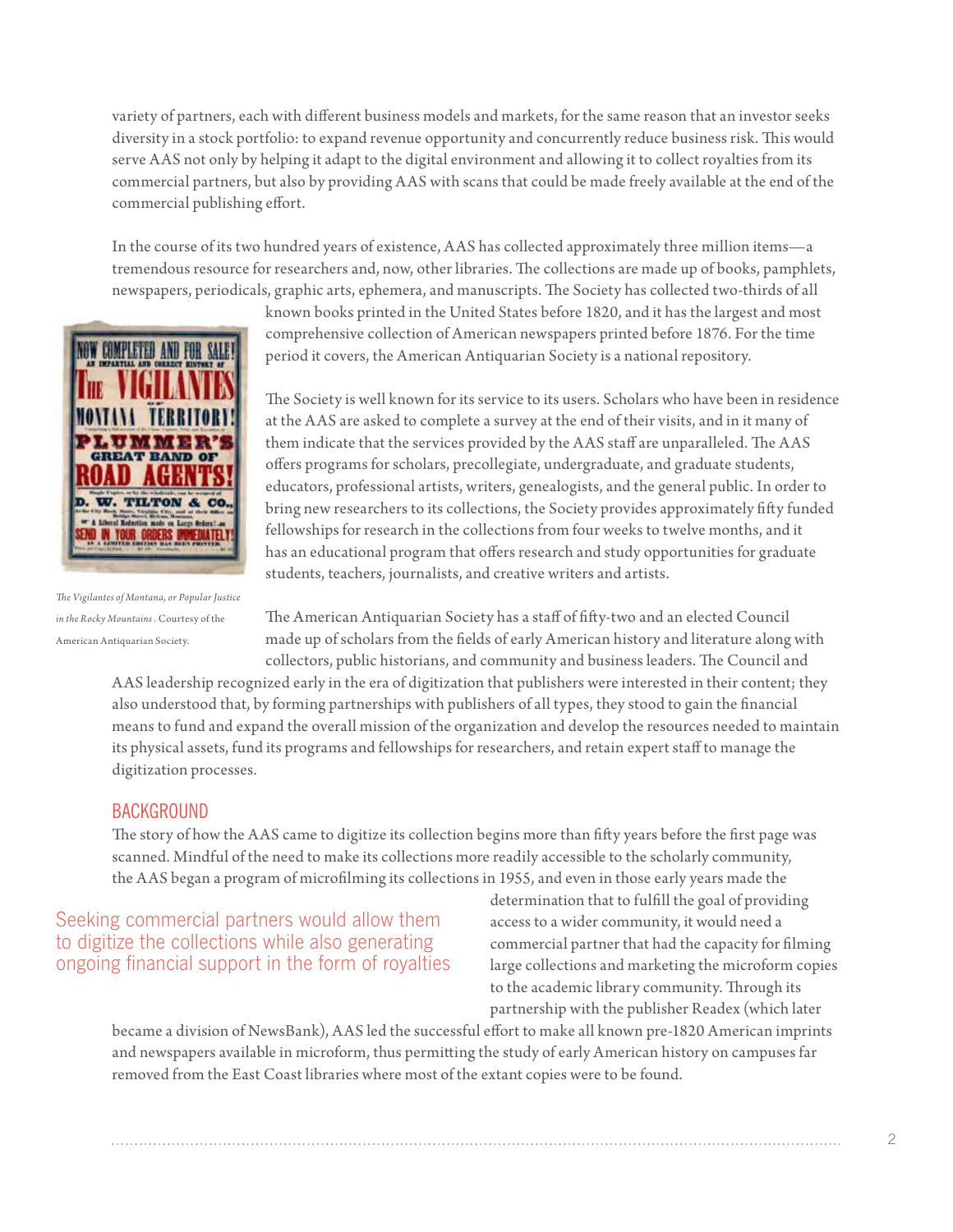variety of partners, each with different business models and markets, for the same reason that an investor seeks diversity in a stock portfolio: to expand revenue opportunity and concurrently reduce business risk. This would serve AAS not only by helping it adapt to the digital environment and allowing it to collect royalties from its commercial partners, but also by providing AAS with scans that could be made freely available at the end of the commercial publishing effort.

In the course of its two hundred years of existence, AAS has collected approximately three million items—a tremendous resource for researchers and, now, other libraries. The collections are made up of books, pamphlets, newspapers, periodicals, graphic arts, ephemera, and manuscripts. The Society has collected two-thirds of all known books printed in the United States before 1820, and it has the largest and most comprehensive collection of American newspapers printed before 1876. For the time period it covers, the American Antiquarian Society is a national repository.

*The Vigilantes of Montana, or Popular Justice in the Rocky Mountains*. Courtesy of the American Antiquarian Society.

The Society is well known for its service to its users. Scholars who have been in residence at the AAS are asked to complete a survey at the end of their visits, and in it many of them indicate that the services provided by the AAS staff are unparalleled. The AAS offers programs for scholars, precollegiate, undergraduate, and graduate students, educators, professional artists, writers, genealogists, and the general public. In order to bring new researchers to its collections, the Society provides approximately fifty funded fellowships for research in the collections from four weeks to twelve months, and it has an educational program that offers research and study opportunities for graduate students, teachers, journalists, and creative writers and artists.

The American Antiquarian Society has a staff of fifty-two and an elected Council made up of scholars from the fields of early American history and literature along with collectors, public historians, and community and business leaders. The Council and AAS leadership recognized early in the era of digitization that publishers were interested in their content; they also understood that, by forming partnerships with publishers of all types, they stood to gain the financial means to fund and expand the overall mission of the organization and develop the resources needed to maintain its physical assets, fund its programs and fellowships for researchers, and retain expert staff to manage the digitization processes.

## BACKGROUND

The story of how the AAS came to digitize its collection begins more than fifty years before the first page was scanned. Mindful of the need to make its collections more readily accessible to the scholarly community, the AAS began a program of microfilming its collections in 1955, and even in those early years made the determination that to fulfill the goal of providing access to a wider community, it would need a commercial partner that had the capacity for filming large collections and marketing the microform copies to the academic library community. Through its partnership with the publisher Readex (which later became a division of NewsBank), AAS led the successful effort to make all known pre-1820 American imprints and newspapers available in microform, thus permitting the study of early American history on campuses far removed from the East Coast libraries where most of the extant copies were to be found.

> Seeking commercial partners would allow them to digitize the collections while also generating ongoing financial support in the form of royalties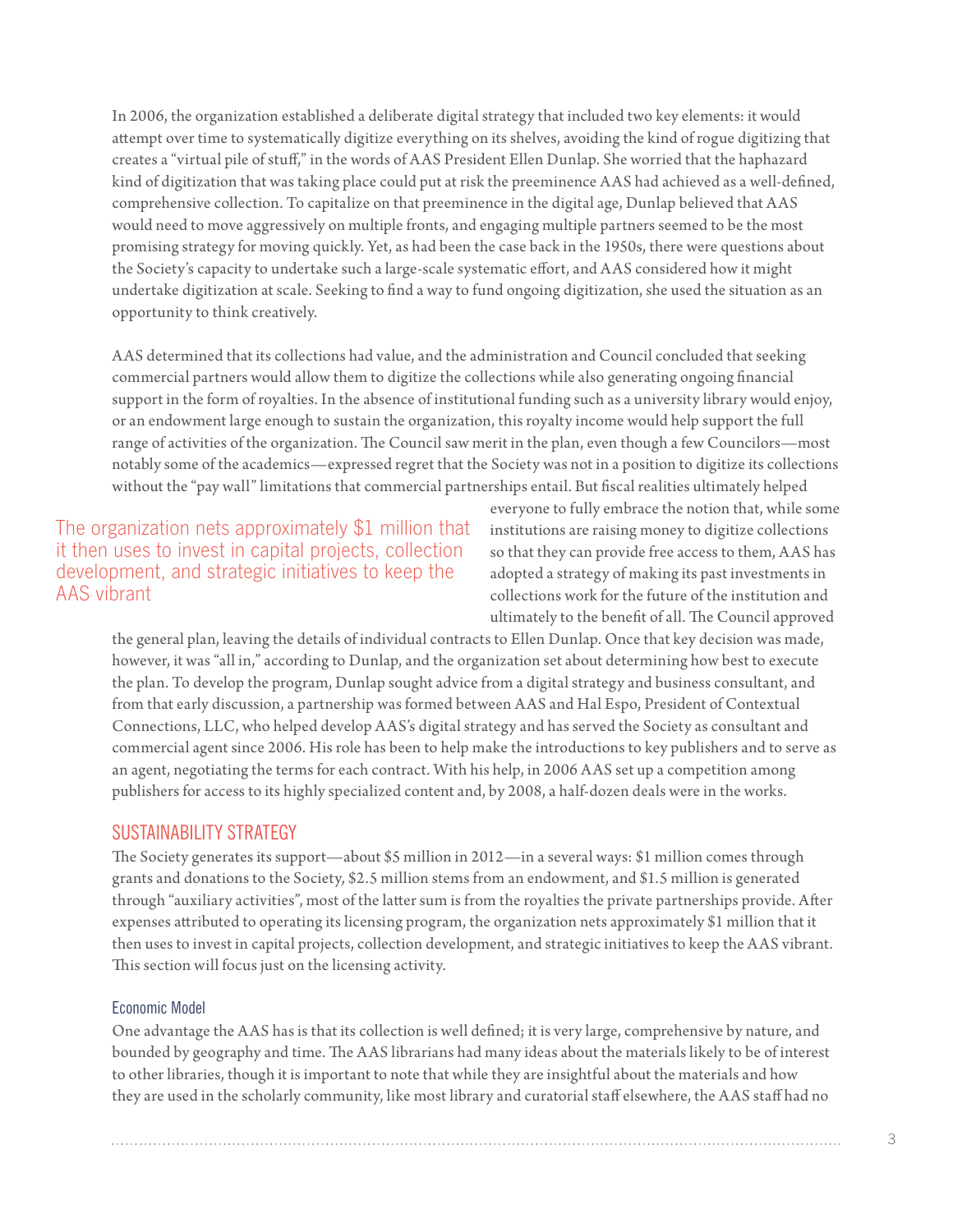In 2006, the organization established a deliberate digital strategy that included two key elements: it would attempt over time to systematically digitize everything on its shelves, avoiding the kind of rogue digitizing that creates a "virtual pile of stuff," in the words of AAS President Ellen Dunlap. She worried that the haphazard kind of digitization that was taking place could put at risk the preeminence AAS had achieved as a well-defined, comprehensive collection. To capitalize on that preeminence in the digital age, Dunlap believed that AAS would need to move aggressively on multiple fronts, and engaging multiple partners seemed to be the most promising strategy for moving quickly. Yet, as had been the case back in the 1950s, there were questions about the Society's capacity to undertake such a large-scale systematic effort, and AAS considered how it might undertake digitization at scale. Seeking to find a way to fund ongoing digitization, she used the situation as an opportunity to think creatively.

AAS determined that its collections had value, and the administration and Council concluded that seeking commercial partners would allow them to digitize the collections while also generating ongoing financial support in the form of royalties. In the absence of institutional funding such as a university library would enjoy, or an endowment large enough to sustain the organization, this royalty income would help support the full range of activities of the organization. The Council saw merit in the plan, even though a few Councilors—most notably some of the academics—expressed regret that the Society was not in a position to digitize its collections without the "pay wall" limitations that commercial partnerships entail. But fiscal realities ultimately helped everyone to fully embrace the notion that, while some institutions are raising money to digitize collections so that they can provide free access to them, AAS has adopted a strategy of making its past investments in collections work for the future of the institution and ultimately to the benefit of all. The Council approved the general plan, leaving the details of individual contracts to Ellen Dunlap. Once that key decision was made, however, it was "all in," according to Dunlap, and the organization set about determining how best to execute the plan. To develop the program, Dunlap sought advice from a digital strategy and business consultant, and from that early discussion, a partnership was formed between AAS and Hal Espo, President of Contextual Connections, LLC, who helped develop AAS's digital strategy and has served the Society as consultant and commercial agent since 2006. His role has been to help make the introductions to key publishers and to serve as an agent, negotiating the terms for each contract. With his help, in 2006 AAS set up a competition among publishers for access to its highly specialized content and, by 2008, a half-dozen deals were in the works.

> The organization nets approximately $1 million that it then uses to invest in capital projects, collection development, and strategic initiatives to keep the AAS vibrant

## SUSTAINABILITY STRATEGY

The Society generates its support—about $5 million in 2012—in a several ways: $1 million comes through grants and donations to the Society, $2.5 million stems from an endowment, and $1.5 million is generated through "auxiliary activities", most of the latter sum is from the royalties the private partnerships provide. After expenses attributed to operating its licensing program, the organization nets approximately $1 million that it then uses to invest in capital projects, collection development, and strategic initiatives to keep the AAS vibrant. This section will focus just on the licensing activity.

### Economic Model

One advantage the AAS has is that its collection is well defined; it is very large, comprehensive by nature, and bounded by geography and time. The AAS librarians had many ideas about the materials likely to be of interest to other libraries, though it is important to note that while they are insightful about the materials and how they are used in the scholarly community, like most library and curatorial staff elsewhere, the AAS staff had no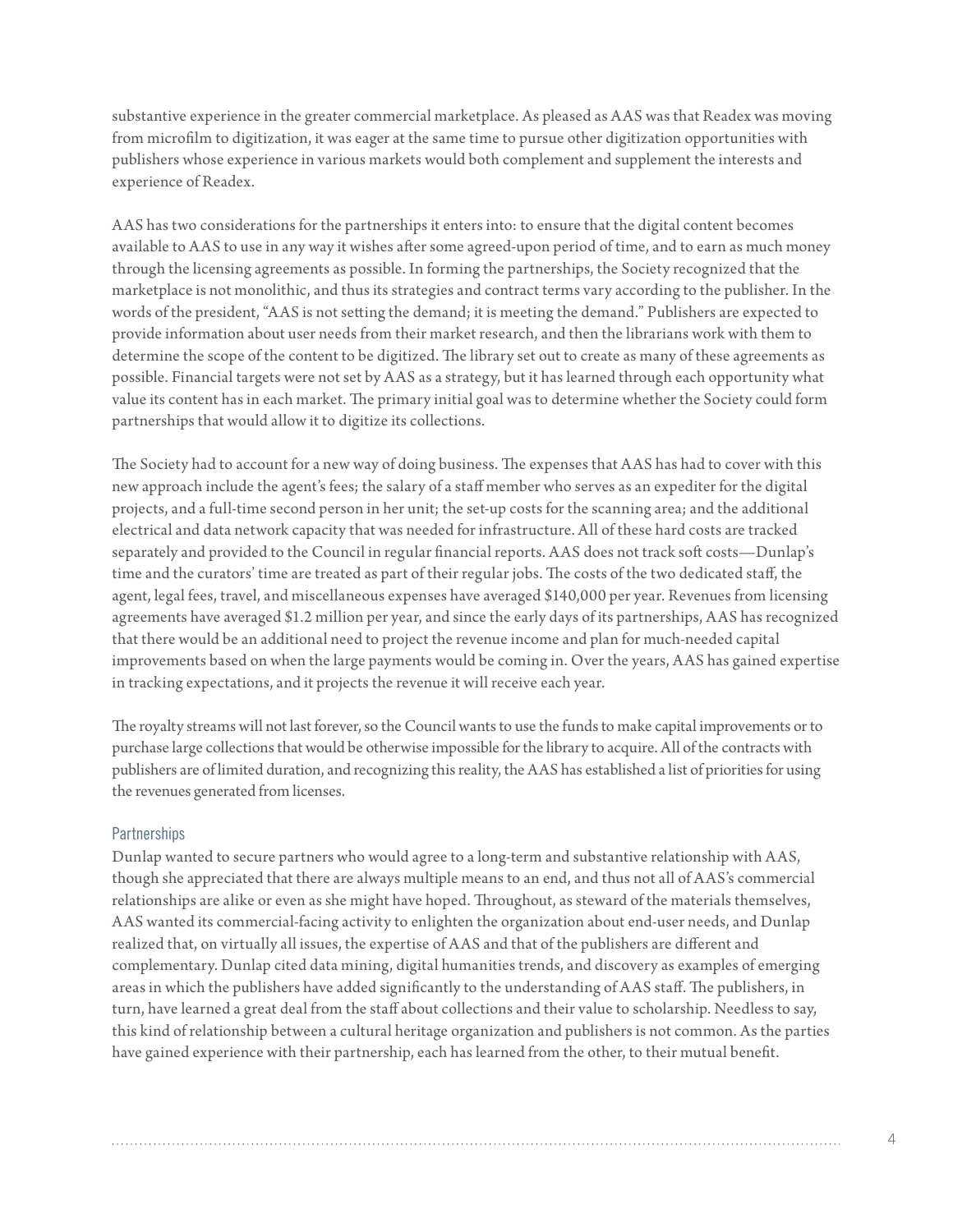substantive experience in the greater commercial marketplace. As pleased as AAS was that Readex was moving from microfilm to digitization, it was eager at the same time to pursue other digitization opportunities with publishers whose experience in various markets would both complement and supplement the interests and experience of Readex.

AAS has two considerations for the partnerships it enters into: to ensure that the digital content becomes available to AAS to use in any way it wishes after some agreed-upon period of time, and to earn as much money through the licensing agreements as possible. In forming the partnerships, the Society recognized that the marketplace is not monolithic, and thus its strategies and contract terms vary according to the publisher. In the words of the president, "AAS is not setting the demand; it is meeting the demand." Publishers are expected to provide information about user needs from their market research, and then the librarians work with them to determine the scope of the content to be digitized. The library set out to create as many of these agreements as possible. Financial targets were not set by AAS as a strategy, but it has learned through each opportunity what value its content has in each market. The primary initial goal was to determine whether the Society could form partnerships that would allow it to digitize its collections.

The Society had to account for a new way of doing business. The expenses that AAS has had to cover with this new approach include the agent's fees; the salary of a staff member who serves as an expediter for the digital projects, and a full-time second person in her unit; the set-up costs for the scanning area; and the additional electrical and data network capacity that was needed for infrastructure. All of these hard costs are tracked separately and provided to the Council in regular financial reports. AAS does not track soft costs—Dunlap's time and the curators' time are treated as part of their regular jobs. The costs of the two dedicated staff, the agent, legal fees, travel, and miscellaneous expenses have averaged $140,000 per year. Revenues from licensing agreements have averaged $1.2 million per year, and since the early days of its partnerships, AAS has recognized that there would be an additional need to project the revenue income and plan for much-needed capital improvements based on when the large payments would be coming in. Over the years, AAS has gained expertise in tracking expectations, and it projects the revenue it will receive each year.

The royalty streams will not last forever, so the Council wants to use the funds to make capital improvements or to purchase large collections that would be otherwise impossible for the library to acquire. All of the contracts with publishers are of limited duration, and recognizing this reality, the AAS has established a list of priorities for using the revenues generated from licenses.

## Partnerships

Dunlap wanted to secure partners who would agree to a long-term and substantive relationship with AAS, though she appreciated that there are always multiple means to an end, and thus not all of AAS's commercial relationships are alike or even as she might have hoped. Throughout, as steward of the materials themselves, AAS wanted its commercial-facing activity to enlighten the organization about end-user needs, and Dunlap realized that, on virtually all issues, the expertise of AAS and that of the publishers are different and complementary. Dunlap cited data mining, digital humanities trends, and discovery as examples of emerging areas in which the publishers have added significantly to the understanding of AAS staff. The publishers, in turn, have learned a great deal from the staff about collections and their value to scholarship. Needless to say, this kind of relationship between a cultural heritage organization and publishers is not common. As the parties have gained experience with their partnership, each has learned from the other, to their mutual benefit.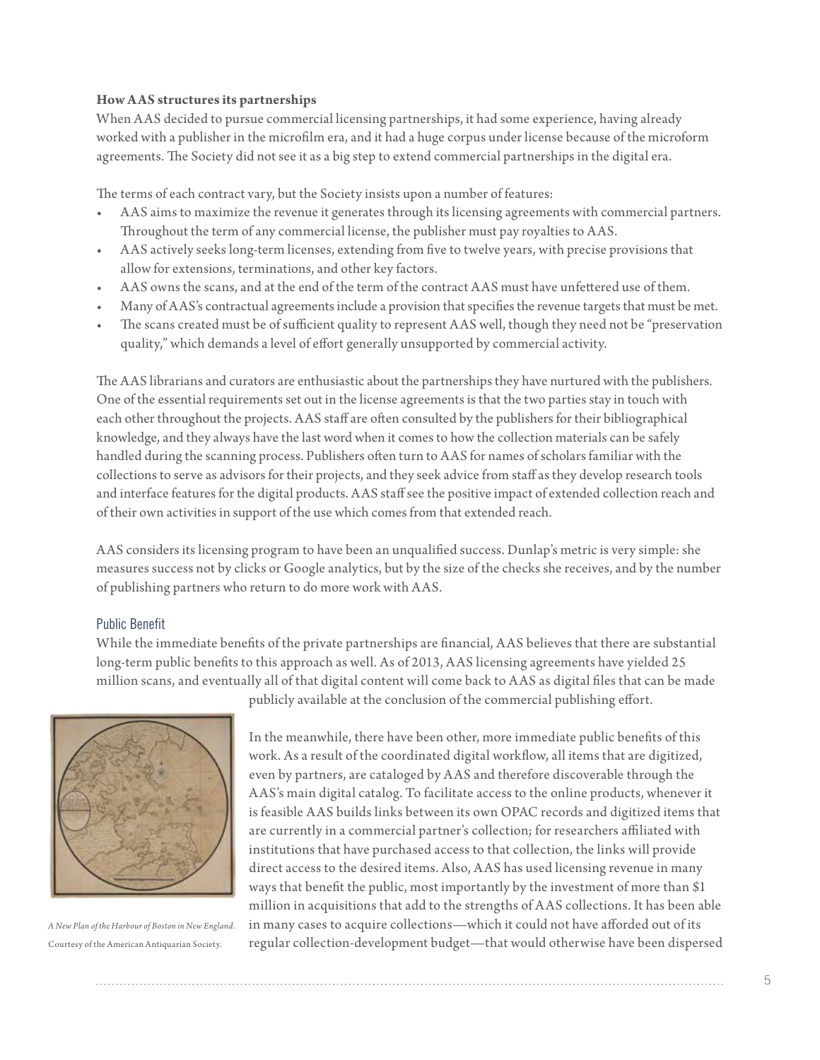**How AAS structures its partnerships**

When AAS decided to pursue commercial licensing partnerships, it had some experience, having already worked with a publisher in the microfilm era, and it had a huge corpus under license because of the microform agreements. The Society did not see it as a big step to extend commercial partnerships in the digital era.

The terms of each contract vary, but the Society insists upon a number of features:

- AAS aims to maximize the revenue it generates through its licensing agreements with commercial partners. Throughout the term of any commercial license, the publisher must pay royalties to AAS.
- AAS actively seeks long-term licenses, extending from five to twelve years, with precise provisions that allow for extensions, terminations, and other key factors.
- AAS owns the scans, and at the end of the term of the contract AAS must have unfettered use of them.
- Many of AAS's contractual agreements include a provision that specifies the revenue targets that must be met.
- The scans created must be of sufficient quality to represent AAS well, though they need not be "preservation quality," which demands a level of effort generally unsupported by commercial activity.

The AAS librarians and curators are enthusiastic about the partnerships they have nurtured with the publishers. One of the essential requirements set out in the license agreements is that the two parties stay in touch with each other throughout the projects. AAS staff are often consulted by the publishers for their bibliographical knowledge, and they always have the last word when it comes to how the collection materials can be safely handled during the scanning process. Publishers often turn to AAS for names of scholars familiar with the collections to serve as advisors for their projects, and they seek advice from staff as they develop research tools and interface features for the digital products. AAS staff see the positive impact of extended collection reach and of their own activities in support of the use which comes from that extended reach.

AAS considers its licensing program to have been an unqualified success. Dunlap's metric is very simple: she measures success not by clicks or Google analytics, but by the size of the checks she receives, and by the number of publishing partners who return to do more work with AAS.

## Public Benefit

While the immediate benefits of the private partnerships are financial, AAS believes that there are substantial long-term public benefits to this approach as well. As of 2013, AAS licensing agreements have yielded 25 million scans, and eventually all of that digital content will come back to AAS as digital files that can be made publicly available at the conclusion of the commercial publishing effort.

*A New Plan of the Harbour of Boston in New England.* Courtesy of the American Antiquarian Society.

In the meanwhile, there have been other, more immediate public benefits of this work. As a result of the coordinated digital workflow, all items that are digitized, even by partners, are cataloged by AAS and therefore discoverable through the AAS's main digital catalog. To facilitate access to the online products, whenever it is feasible AAS builds links between its own OPAC records and digitized items that are currently in a commercial partner's collection; for researchers affiliated with institutions that have purchased access to that collection, the links will provide direct access to the desired items. Also, AAS has used licensing revenue in many ways that benefit the public, most importantly by the investment of more than $1 million in acquisitions that add to the strengths of AAS collections. It has been able in many cases to acquire collections—which it could not have afforded out of its regular collection-development budget—that would otherwise have been dispersed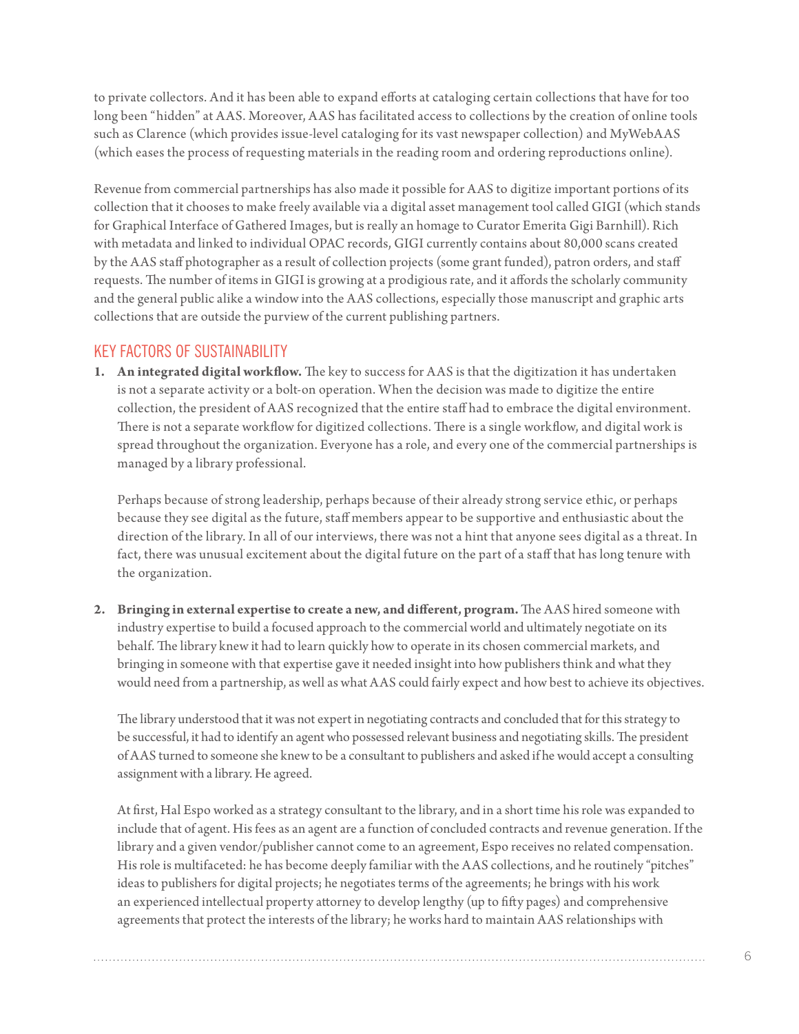to private collectors. And it has been able to expand efforts at cataloging certain collections that have for too long been "hidden" at AAS. Moreover, AAS has facilitated access to collections by the creation of online tools such as Clarence (which provides issue-level cataloging for its vast newspaper collection) and MyWebAAS (which eases the process of requesting materials in the reading room and ordering reproductions online).

Revenue from commercial partnerships has also made it possible for AAS to digitize important portions of its collection that it chooses to make freely available via a digital asset management tool called GIGI (which stands for Graphical Interface of Gathered Images, but is really an homage to Curator Emerita Gigi Barnhill). Rich with metadata and linked to individual OPAC records, GIGI currently contains about 80,000 scans created by the AAS staff photographer as a result of collection projects (some grant funded), patron orders, and staff requests. The number of items in GIGI is growing at a prodigious rate, and it affords the scholarly community and the general public alike a window into the AAS collections, especially those manuscript and graphic arts collections that are outside the purview of the current publishing partners.

## KEY FACTORS OF SUSTAINABILITY

1. **An integrated digital workflow.** The key to success for AAS is that the digitization it has undertaken is not a separate activity or a bolt-on operation. When the decision was made to digitize the entire collection, the president of AAS recognized that the entire staff had to embrace the digital environment. There is not a separate workflow for digitized collections. There is a single workflow, and digital work is spread throughout the organization. Everyone has a role, and every one of the commercial partnerships is managed by a library professional.

   Perhaps because of strong leadership, perhaps because of their already strong service ethic, or perhaps because they see digital as the future, staff members appear to be supportive and enthusiastic about the direction of the library. In all of our interviews, there was not a hint that anyone sees digital as a threat. In fact, there was unusual excitement about the digital future on the part of a staff that has long tenure with the organization.

2. **Bringing in external expertise to create a new, and different, program.** The AAS hired someone with industry expertise to build a focused approach to the commercial world and ultimately negotiate on its behalf. The library knew it had to learn quickly how to operate in its chosen commercial markets, and bringing in someone with that expertise gave it needed insight into how publishers think and what they would need from a partnership, as well as what AAS could fairly expect and how best to achieve its objectives.

   The library understood that it was not expert in negotiating contracts and concluded that for this strategy to be successful, it had to identify an agent who possessed relevant business and negotiating skills. The president of AAS turned to someone she knew to be a consultant to publishers and asked if he would accept a consulting assignment with a library. He agreed.

   At first, Hal Espo worked as a strategy consultant to the library, and in a short time his role was expanded to include that of agent. His fees as an agent are a function of concluded contracts and revenue generation. If the library and a given vendor/publisher cannot come to an agreement, Espo receives no related compensation. His role is multifaceted: he has become deeply familiar with the AAS collections, and he routinely "pitches" ideas to publishers for digital projects; he negotiates terms of the agreements; he brings with his work an experienced intellectual property attorney to develop lengthy (up to fifty pages) and comprehensive agreements that protect the interests of the library; he works hard to maintain AAS relationships with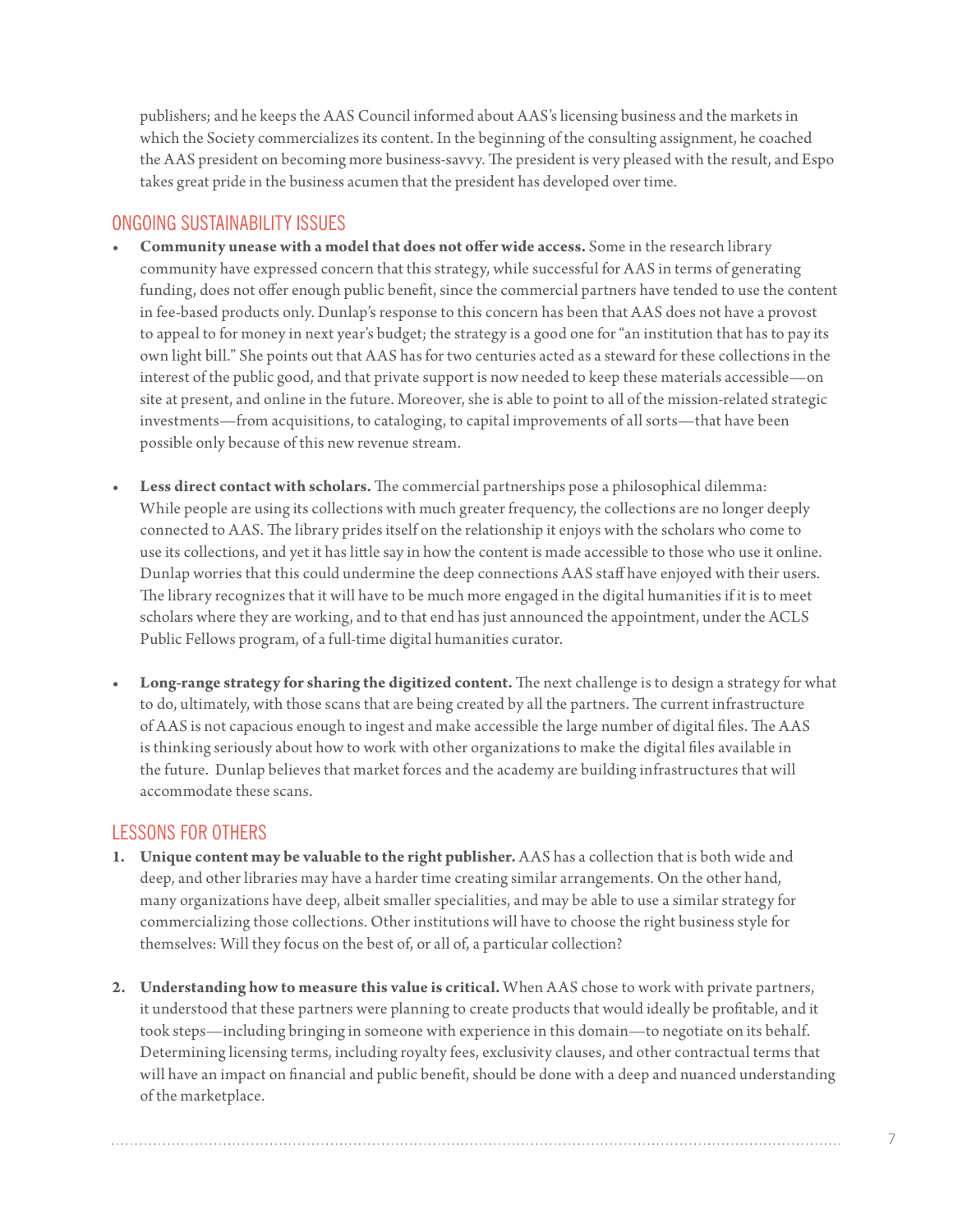publishers; and he keeps the AAS Council informed about AAS's licensing business and the markets in which the Society commercializes its content. In the beginning of the consulting assignment, he coached the AAS president on becoming more business-savvy. The president is very pleased with the result, and Espo takes great pride in the business acumen that the president has developed over time.

## ONGOING SUSTAINABILITY ISSUES

- **Community unease with a model that does not offer wide access.** Some in the research library community have expressed concern that this strategy, while successful for AAS in terms of generating funding, does not offer enough public benefit, since the commercial partners have tended to use the content in fee-based products only. Dunlap's response to this concern has been that AAS does not have a provost to appeal to for money in next year's budget; the strategy is a good one for "an institution that has to pay its own light bill." She points out that AAS has for two centuries acted as a steward for these collections in the interest of the public good, and that private support is now needed to keep these materials accessible—on site at present, and online in the future. Moreover, she is able to point to all of the mission-related strategic investments—from acquisitions, to cataloging, to capital improvements of all sorts—that have been possible only because of this new revenue stream.

- **Less direct contact with scholars.** The commercial partnerships pose a philosophical dilemma: While people are using its collections with much greater frequency, the collections are no longer deeply connected to AAS. The library prides itself on the relationship it enjoys with the scholars who come to use its collections, and yet it has little say in how the content is made accessible to those who use it online. Dunlap worries that this could undermine the deep connections AAS staff have enjoyed with their users. The library recognizes that it will have to be much more engaged in the digital humanities if it is to meet scholars where they are working, and to that end has just announced the appointment, under the ACLS Public Fellows program, of a full-time digital humanities curator.

- **Long-range strategy for sharing the digitized content.** The next challenge is to design a strategy for what to do, ultimately, with those scans that are being created by all the partners. The current infrastructure of AAS is not capacious enough to ingest and make accessible the large number of digital files. The AAS is thinking seriously about how to work with other organizations to make the digital files available in the future. Dunlap believes that market forces and the academy are building infrastructures that will accommodate these scans.

## LESSONS FOR OTHERS

1. **Unique content may be valuable to the right publisher.** AAS has a collection that is both wide and deep, and other libraries may have a harder time creating similar arrangements. On the other hand, many organizations have deep, albeit smaller specialities, and may be able to use a similar strategy for commercializing those collections. Other institutions will have to choose the right business style for themselves: Will they focus on the best of, or all of, a particular collection?

2. **Understanding how to measure this value is critical.** When AAS chose to work with private partners, it understood that these partners were planning to create products that would ideally be profitable, and it took steps—including bringing in someone with experience in this domain—to negotiate on its behalf. Determining licensing terms, including royalty fees, exclusivity clauses, and other contractual terms that will have an impact on financial and public benefit, should be done with a deep and nuanced understanding of the marketplace.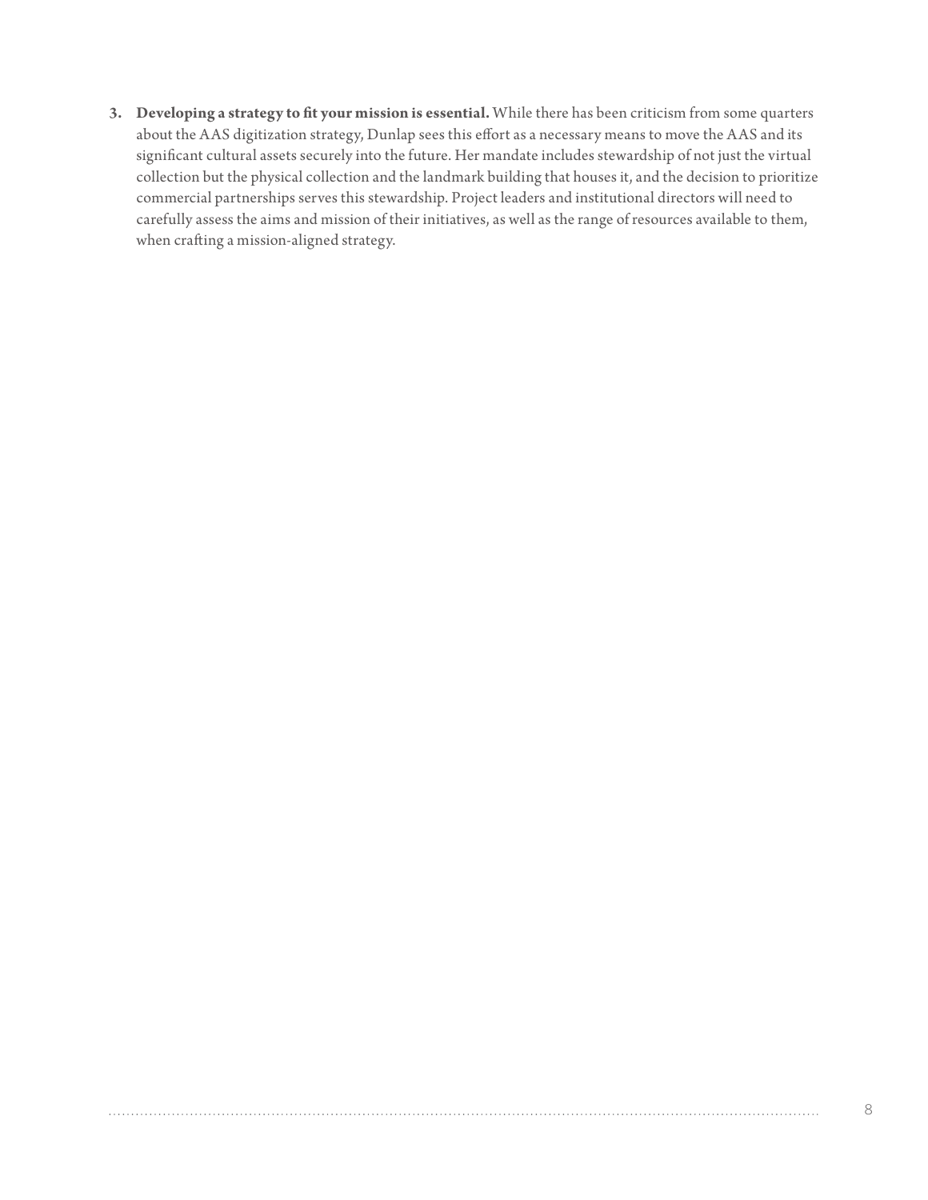3. **Developing a strategy to fit your mission is essential.** While there has been criticism from some quarters about the AAS digitization strategy, Dunlap sees this effort as a necessary means to move the AAS and its significant cultural assets securely into the future. Her mandate includes stewardship of not just the virtual collection but the physical collection and the landmark building that houses it, and the decision to prioritize commercial partnerships serves this stewardship. Project leaders and institutional directors will need to carefully assess the aims and mission of their initiatives, as well as the range of resources available to them, when crafting a mission-aligned strategy.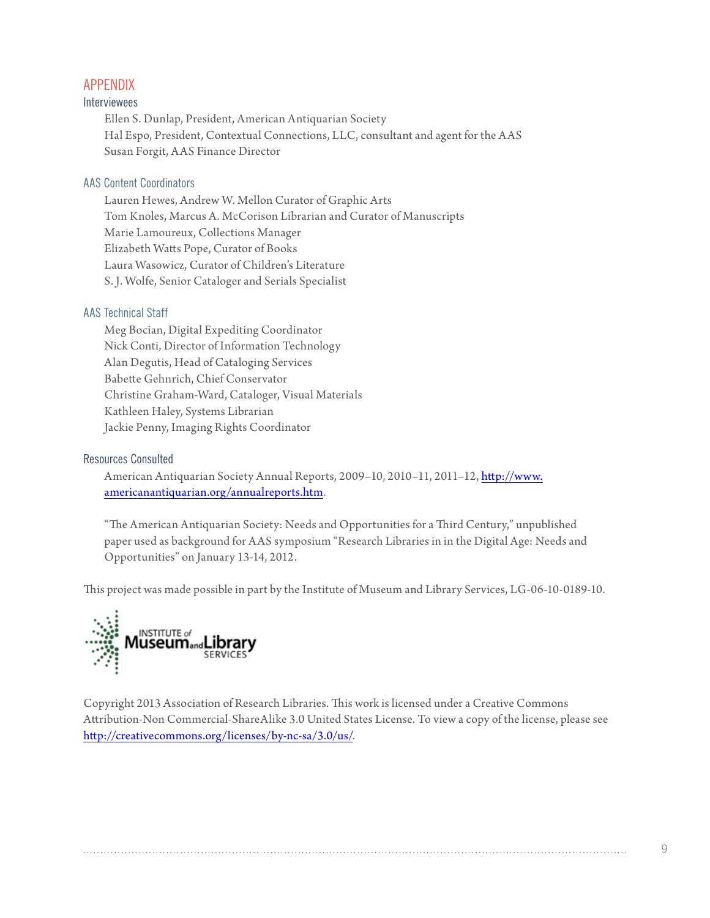## APPENDIX

### Interviewees

Ellen S. Dunlap, President, American Antiquarian Society
Hal Espo, President, Contextual Connections, LLC, consultant and agent for the AAS
Susan Forgit, AAS Finance Director

### AAS Content Coordinators

Lauren Hewes, Andrew W. Mellon Curator of Graphic Arts
Tom Knoles, Marcus A. McCorison Librarian and Curator of Manuscripts
Marie Lamoureux, Collections Manager
Elizabeth Watts Pope, Curator of Books
Laura Wasowicz, Curator of Children's Literature
S. J. Wolfe, Senior Cataloger and Serials Specialist

### AAS Technical Staff

Meg Bocian, Digital Expediting Coordinator
Nick Conti, Director of Information Technology
Alan Degutis, Head of Cataloging Services
Babette Gehnrich, Chief Conservator
Christine Graham-Ward, Cataloger, Visual Materials
Kathleen Haley, Systems Librarian
Jackie Penny, Imaging Rights Coordinator

### Resources Consulted

American Antiquarian Society Annual Reports, 2009–10, 2010–11, 2011–12, http://www.americanantiquarian.org/annualreports.htm.

"The American Antiquarian Society: Needs and Opportunities for a Third Century," unpublished paper used as background for AAS symposium "Research Libraries in in the Digital Age: Needs and Opportunities" on January 13-14, 2012.

This project was made possible in part by the Institute of Museum and Library Services, LG-06-10-0189-10.

INSTITUTE of Museum and Library SERVICES

Copyright 2013 Association of Research Libraries. This work is licensed under a Creative Commons Attribution-Non Commercial-ShareAlike 3.0 United States License. To view a copy of the license, please see http://creativecommons.org/licenses/by-nc-sa/3.0/us/.